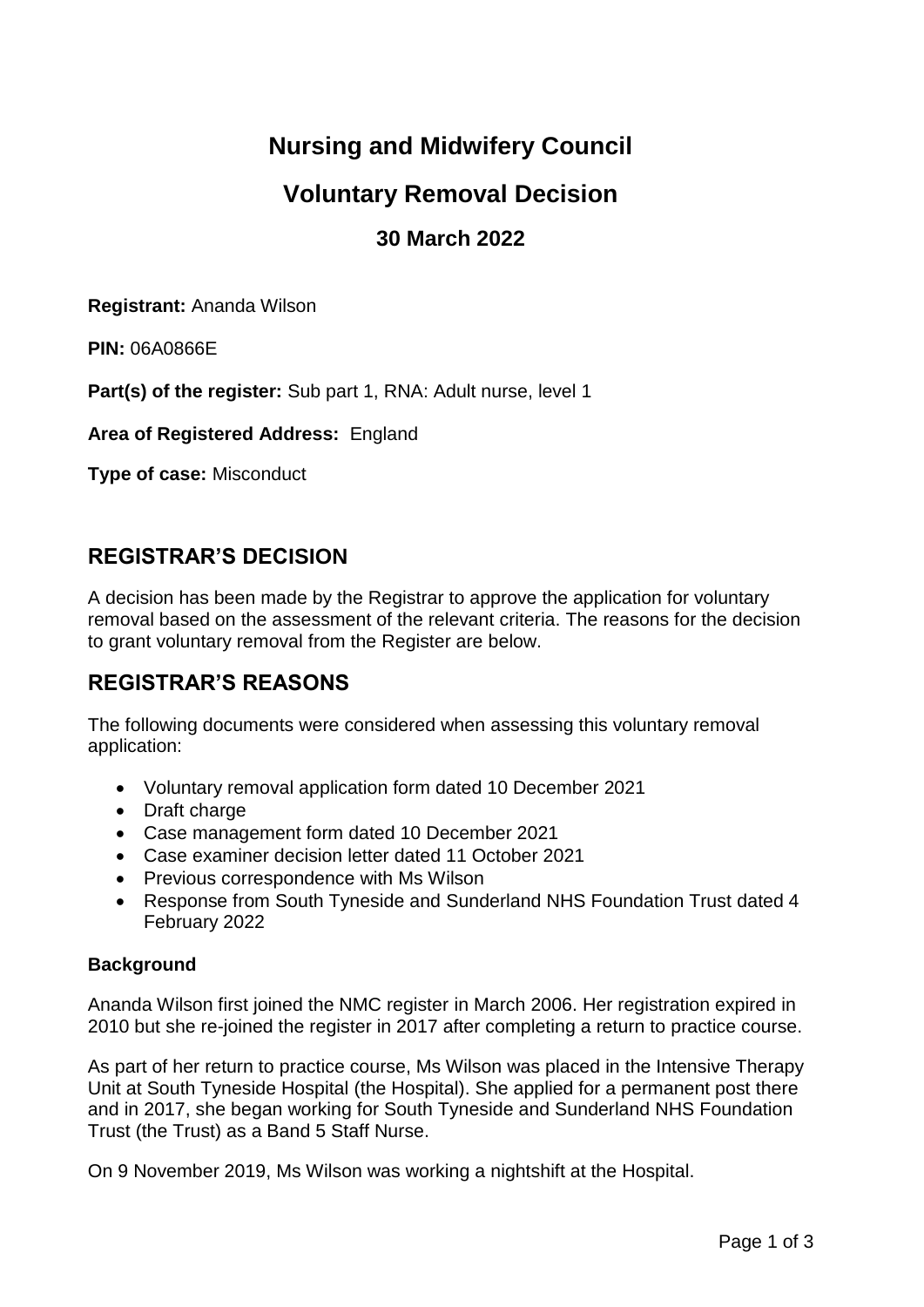# Nursing and Midwifery Council

# Voluntary Removal Decision

### 30 March 2022

**Registrant:** Ananda Wilson

**PIN:** 06A0866E

**Part(s) of the register:** Sub part 1, RNA: Adult nurse, level 1

**Area of Registered Address:** England

**Type of case:** Misconduct

## REGISTRAR'S DECISION

A decision has been made by the Registrar to approve the application for voluntary removal based on the assessment of the relevant criteria. The reasons for the decision to grant voluntary removal from the Register are below.

## REGISTRAR'S REASONS

The following documents were considered when assessing this voluntary removal application:

- Voluntary removal application form dated 10 December 2021
- Draft charge
- Case management form dated 10 December 2021
- Case examiner decision letter dated 11 October 2021
- Previous correspondence with Ms Wilson
- Response from South Tyneside and Sunderland NHS Foundation Trust dated 4 February 2022

**Background**

Ananda Wilson first joined the NMC register in March 2006. Her registration expired in 2010 but she re-joined the register in 2017 after completing a return to practice course.

As part of her return to practice course, Ms Wilson was placed in the Intensive Therapy Unit at South Tyneside Hospital (the Hospital). She applied for a permanent post there and in 2017, she began working for South Tyneside and Sunderland NHS Foundation Trust (the Trust) as a Band 5 Staff Nurse.

On 9 November 2019, Ms Wilson was working a nightshift at the Hospital.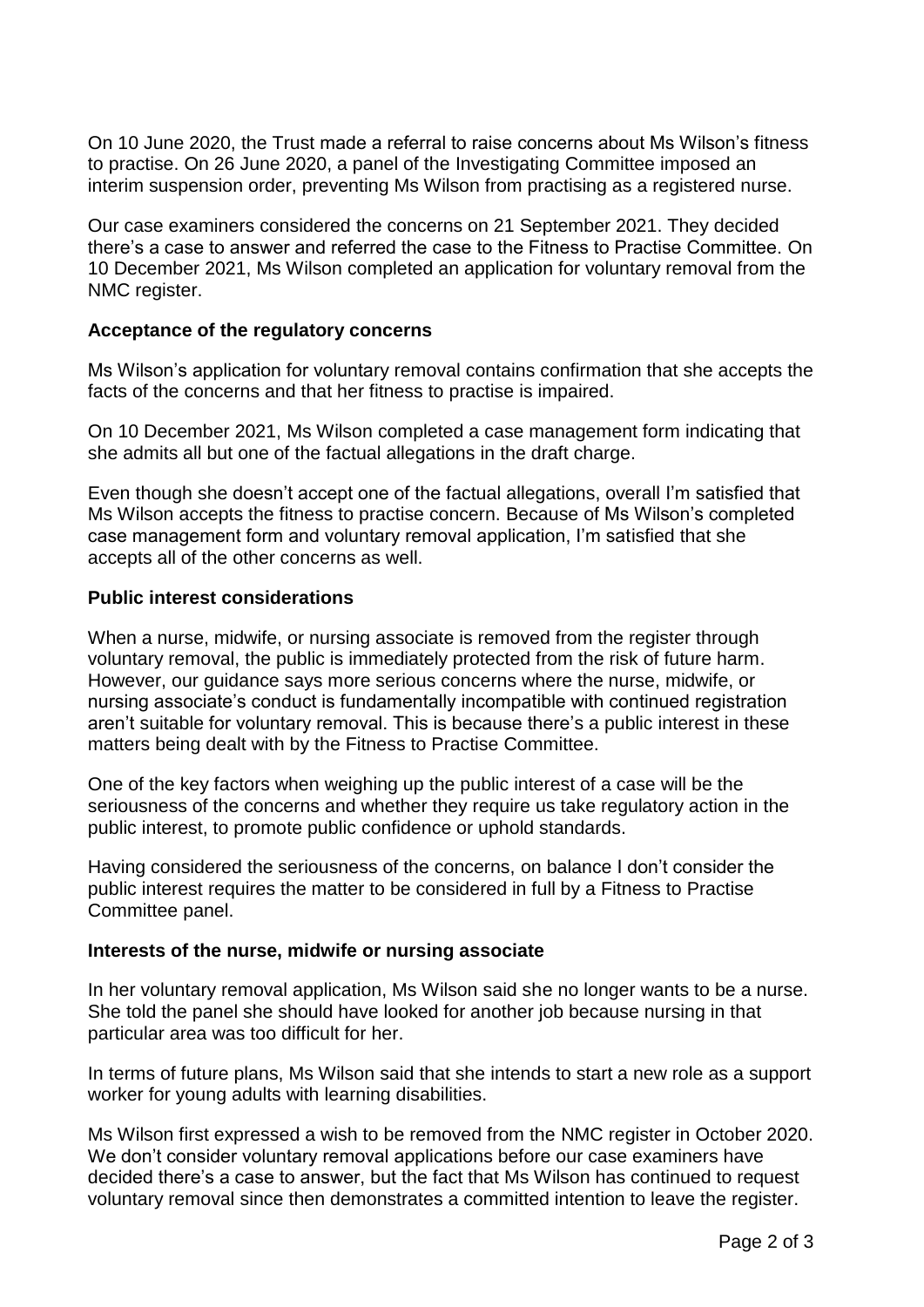On 10 June 2020, the Trust made a referral to raise concerns about Ms Wilson's fitness to practise. On 26 June 2020, a panel of the Investigating Committee imposed an interim suspension order, preventing Ms Wilson from practising as a registered nurse.

Our case examiners considered the concerns on 21 September 2021. They decided there's a case to answer and referred the case to the Fitness to Practise Committee. On 10 December 2021, Ms Wilson completed an application for voluntary removal from the NMC register.

**Acceptance of the regulatory concerns**

Ms Wilson's application for voluntary removal contains confirmation that she accepts the facts of the concerns and that her fitness to practise is impaired.

On 10 December 2021, Ms Wilson completed a case management form indicating that she admits all but one of the factual allegations in the draft charge.

Even though she doesn't accept one of the factual allegations, overall I'm satisfied that Ms Wilson accepts the fitness to practise concern. Because of Ms Wilson's completed case management form and voluntary removal application, I'm satisfied that she accepts all of the other concerns as well.

**Public interest considerations**

When a nurse, midwife, or nursing associate is removed from the register through voluntary removal, the public is immediately protected from the risk of future harm. However, our guidance says more serious concerns where the nurse, midwife, or nursing associate's conduct is fundamentally incompatible with continued registration aren't suitable for voluntary removal. This is because there's a public interest in these matters being dealt with by the Fitness to Practise Committee.

One of the key factors when weighing up the public interest of a case will be the seriousness of the concerns and whether they require us take regulatory action in the public interest, to promote public confidence or uphold standards.

Having considered the seriousness of the concerns, on balance I don't consider the public interest requires the matter to be considered in full by a Fitness to Practise Committee panel.

**Interests of the nurse, midwife or nursing associate**

In her voluntary removal application, Ms Wilson said she no longer wants to be a nurse. She told the panel she should have looked for another job because nursing in that particular area was too difficult for her.

In terms of future plans, Ms Wilson said that she intends to start a new role as a support worker for young adults with learning disabilities.

Ms Wilson first expressed a wish to be removed from the NMC register in October 2020. We don't consider voluntary removal applications before our case examiners have decided there's a case to answer, but the fact that Ms Wilson has continued to request voluntary removal since then demonstrates a committed intention to leave the register.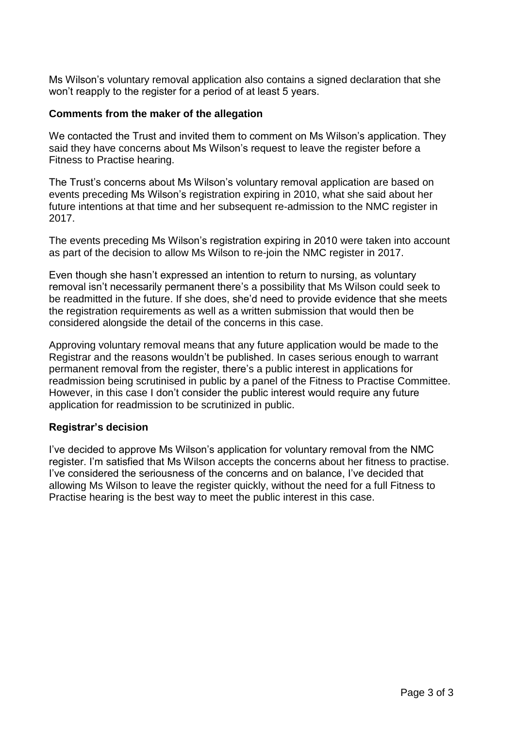Ms Wilson's voluntary removal application also contains a signed declaration that she won't reapply to the register for a period of at least 5 years.

**Comments from the maker of the allegation**

We contacted the Trust and invited them to comment on Ms Wilson's application. They said they have concerns about Ms Wilson's request to leave the register before a Fitness to Practise hearing.

The Trust's concerns about Ms Wilson's voluntary removal application are based on events preceding Ms Wilson's registration expiring in 2010, what she said about her future intentions at that time and her subsequent re-admission to the NMC register in 2017.

The events preceding Ms Wilson's registration expiring in 2010 were taken into account as part of the decision to allow Ms Wilson to re-join the NMC register in 2017.

Even though she hasn't expressed an intention to return to nursing, as voluntary removal isn't necessarily permanent there's a possibility that Ms Wilson could seek to be readmitted in the future. If she does, she'd need to provide evidence that she meets the registration requirements as well as a written submission that would then be considered alongside the detail of the concerns in this case.

Approving voluntary removal means that any future application would be made to the Registrar and the reasons wouldn't be published. In cases serious enough to warrant permanent removal from the register, there's a public interest in applications for readmission being scrutinised in public by a panel of the Fitness to Practise Committee. However, in this case I don't consider the public interest would require any future application for readmission to be scrutinized in public.

**Registrar's decision**

I've decided to approve Ms Wilson's application for voluntary removal from the NMC register. I'm satisfied that Ms Wilson accepts the concerns about her fitness to practise. I've considered the seriousness of the concerns and on balance, I've decided that allowing Ms Wilson to leave the register quickly, without the need for a full Fitness to Practise hearing is the best way to meet the public interest in this case.